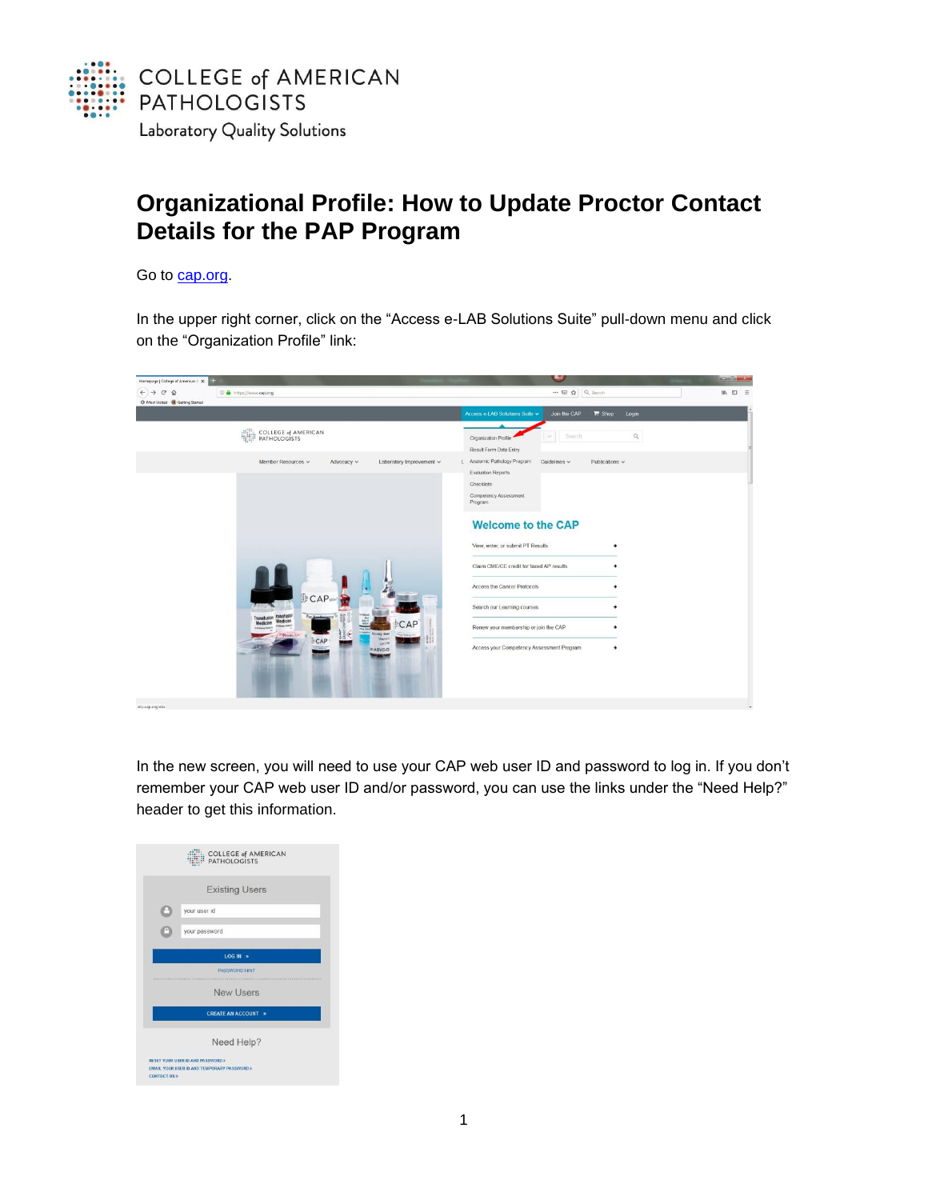COLLEGE of AMERICAN PATHOLOGISTS
Laboratory Quality Solutions

# Organizational Profile: How to Update Proctor Contact Details for the PAP Program

Go to [cap.org](https://www.cap.org).

In the upper right corner, click on the "Access e-LAB Solutions Suite" pull-down menu and click on the "Organization Profile" link:

In the new screen, you will need to use your CAP web user ID and password to log in. If you don't remember your CAP web user ID and/or password, you can use the links under the "Need Help?" header to get this information.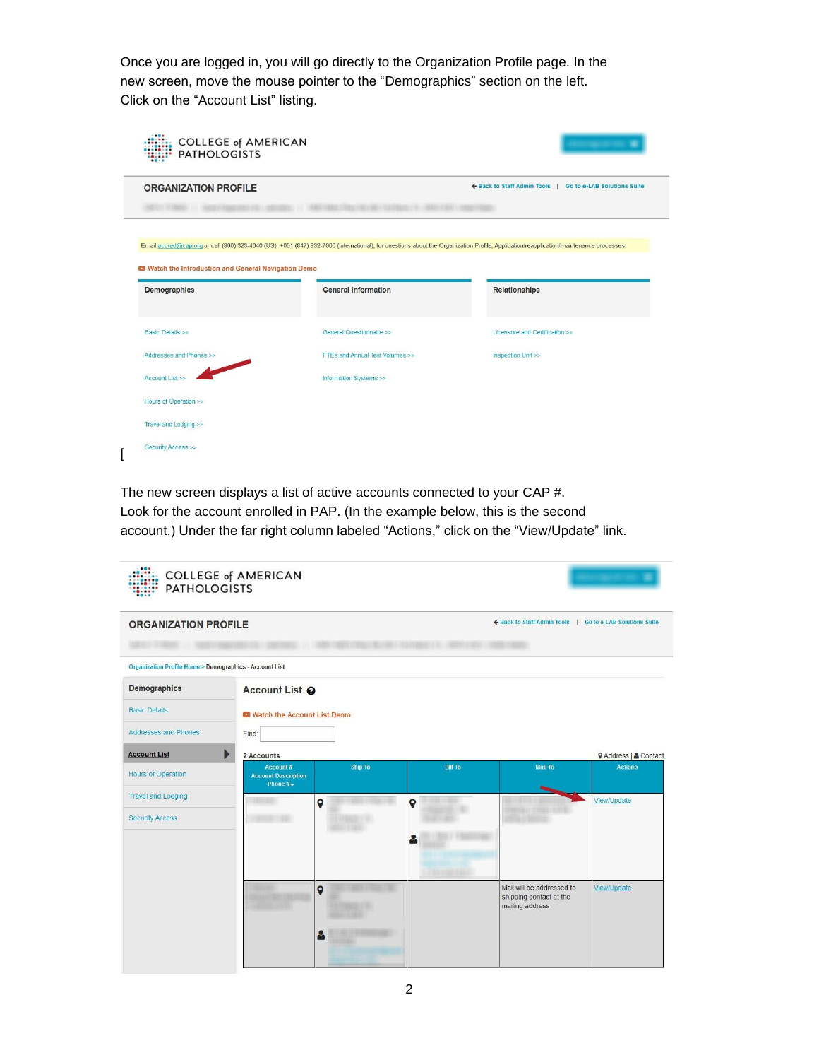Once you are logged in, you will go directly to the Organization Profile page. In the new screen, move the mouse pointer to the “Demographics” section on the left. Click on the “Account List” listing.

COLLEGE of AMERICAN PATHOLOGISTS

ORGANIZATION PROFILE

← Back to Staff Admin Tools | Go to e-LAB Solutions Suite

Email accred@cap.org or call (800) 323-4040 (US); +001 (847) 832-7000 (International), for questions about the Organization Profile, Application/reapplication/maintenance processes

Watch the Introduction and General Navigation Demo

| Demographics | General Information | Relationships |
|---|---|---|
| Basic Details >> | General Questionnaire >> | Licensure and Certification >> |
| Addresses and Phones >> | FTEs and Annual Test Volumes >> | Inspection Unit >> |
| Account List >> | Information Systems >> | |
| Hours of Operation >> | | |
| Travel and Lodging >> | | |
| Security Access >> | | |

[

The new screen displays a list of active accounts connected to your CAP #. Look for the account enrolled in PAP. (In the example below, this is the second account.) Under the far right column labeled “Actions,” click on the “View/Update” link.

COLLEGE of AMERICAN PATHOLOGISTS

ORGANIZATION PROFILE

← Back to Staff Admin Tools | Go to e-LAB Solutions Suite

Organization Profile Home > Demographics - Account List

Demographics: Basic Details, Addresses and Phones, Account List, Hours of Operation, Travel and Lodging, Security Access

Account List

Watch the Account List Demo

Find:

2 Accounts — Address | Contact

| Account # Account Description Phone # | Ship To | Bill To | Mail To | Actions |
|---|---|---|---|---|
| | | | | View/Update |
| | | | Mail will be addressed to shipping contact at the mailing address | View/Update |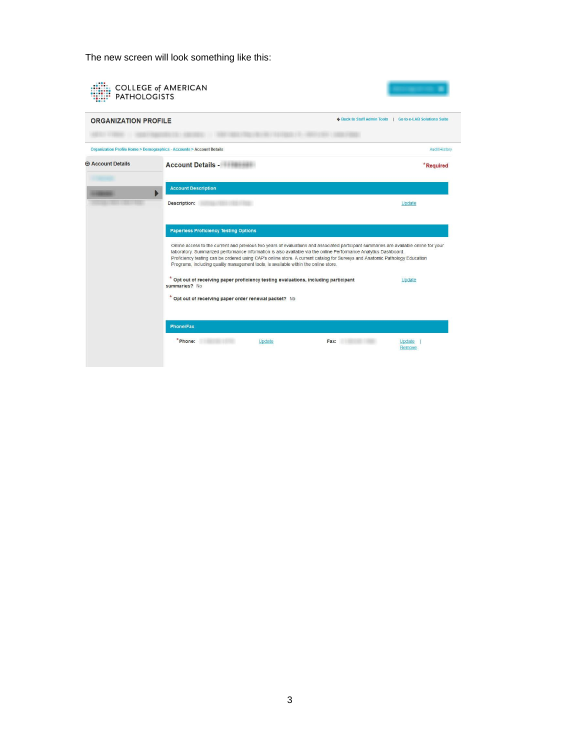The new screen will look something like this:

COLLEGE of AMERICAN PATHOLOGISTS

ORGANIZATION PROFILE

Back to Staff Admin Tools | Go to e-LAB Solutions Suite

Organization Profile Home > Demographics - Accounts > Account Details

Audit History

Account Details

## Account Details -

*Required

**Account Description**

**Description:** Update

**Paperless Proficiency Testing Options**

Online access to the current and previous two years of evaluations and associated participant summaries are available online for your laboratory. Summarized performance information is also available via the online Performance Analytics Dashboard. Proficiency testing can be ordered using CAP's online store. A current catalog for Surveys and Anatomic Pathology Education Programs, including quality management tools, is available within the online store.

\* **Opt out of receiving paper proficiency testing evaluations, including participant summaries?** No Update

\* **Opt out of receiving paper order renewal packet?** No

**Phone/Fax**

\***Phone:** Update **Fax:** Update | Remove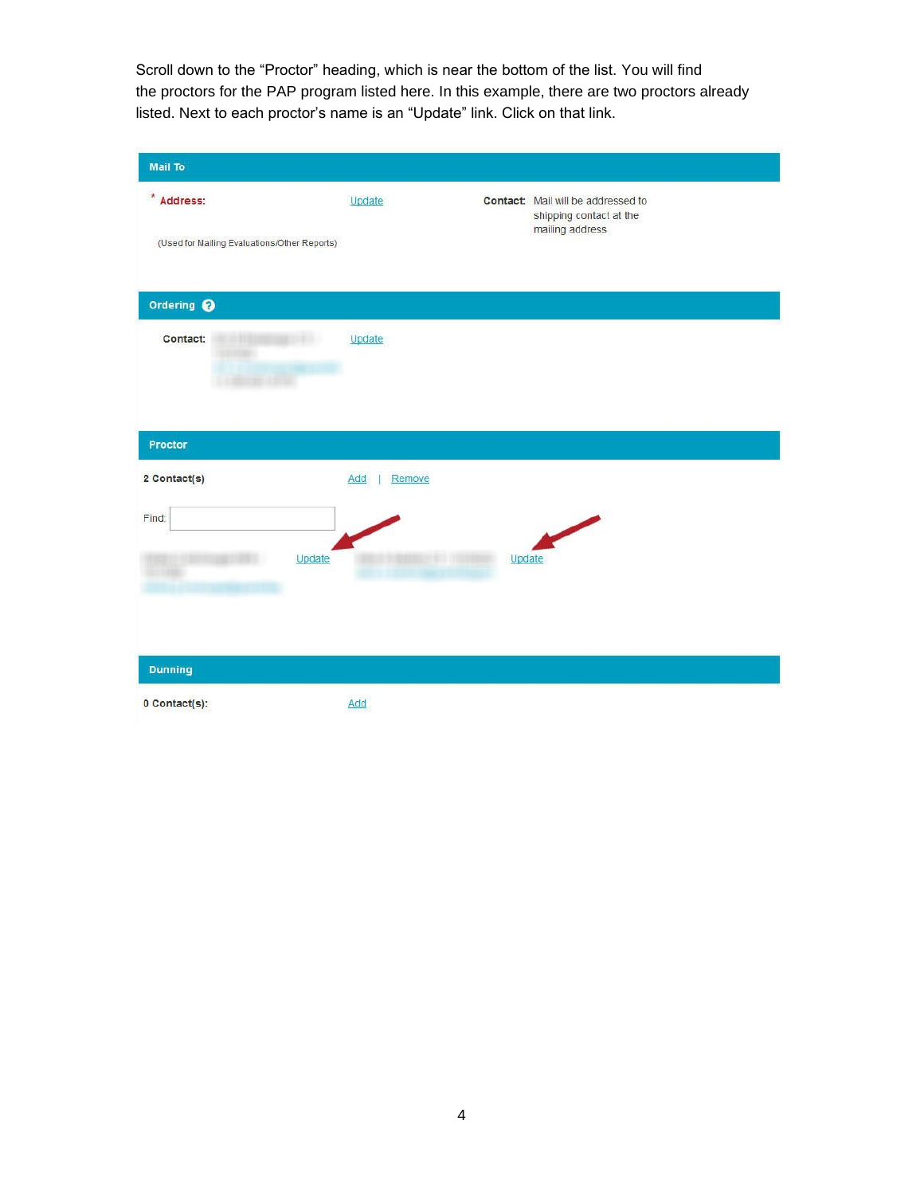Scroll down to the “Proctor” heading, which is near the bottom of the list. You will find the proctors for the PAP program listed here. In this example, there are two proctors already listed. Next to each proctor’s name is an “Update” link. Click on that link.

**Mail To**

\* **Address:** Update

(Used for Mailing Evaluations/Other Reports)

**Contact:** Mail will be addressed to shipping contact at the mailing address

**Ordering**

**Contact:** Update

**Proctor**

**2 Contact(s)** Add | Remove

Find:

Update Update

**Dunning**

**0 Contact(s):** Add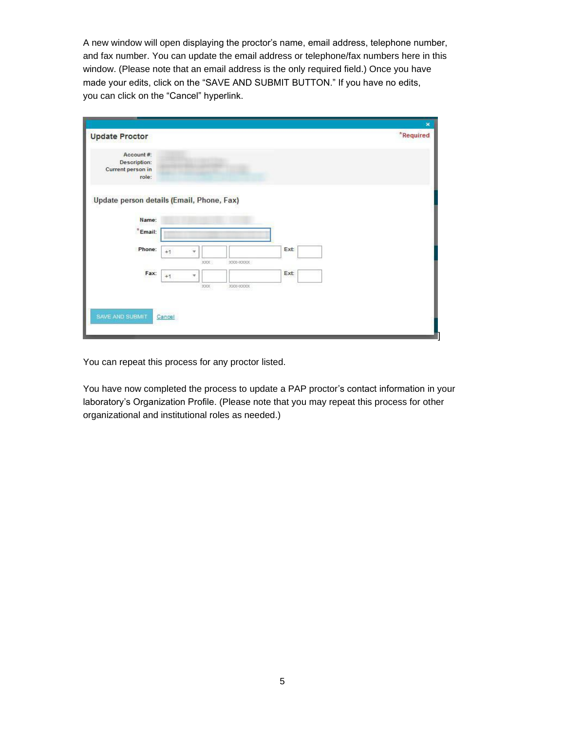A new window will open displaying the proctor's name, email address, telephone number, and fax number. You can update the email address or telephone/fax numbers here in this window. (Please note that an email address is the only required field.) Once you have made your edits, click on the "SAVE AND SUBMIT BUTTON." If you have no edits, you can click on the "Cancel" hyperlink.

You can repeat this process for any proctor listed.

You have now completed the process to update a PAP proctor's contact information in your laboratory's Organization Profile. (Please note that you may repeat this process for other organizational and institutional roles as needed.)